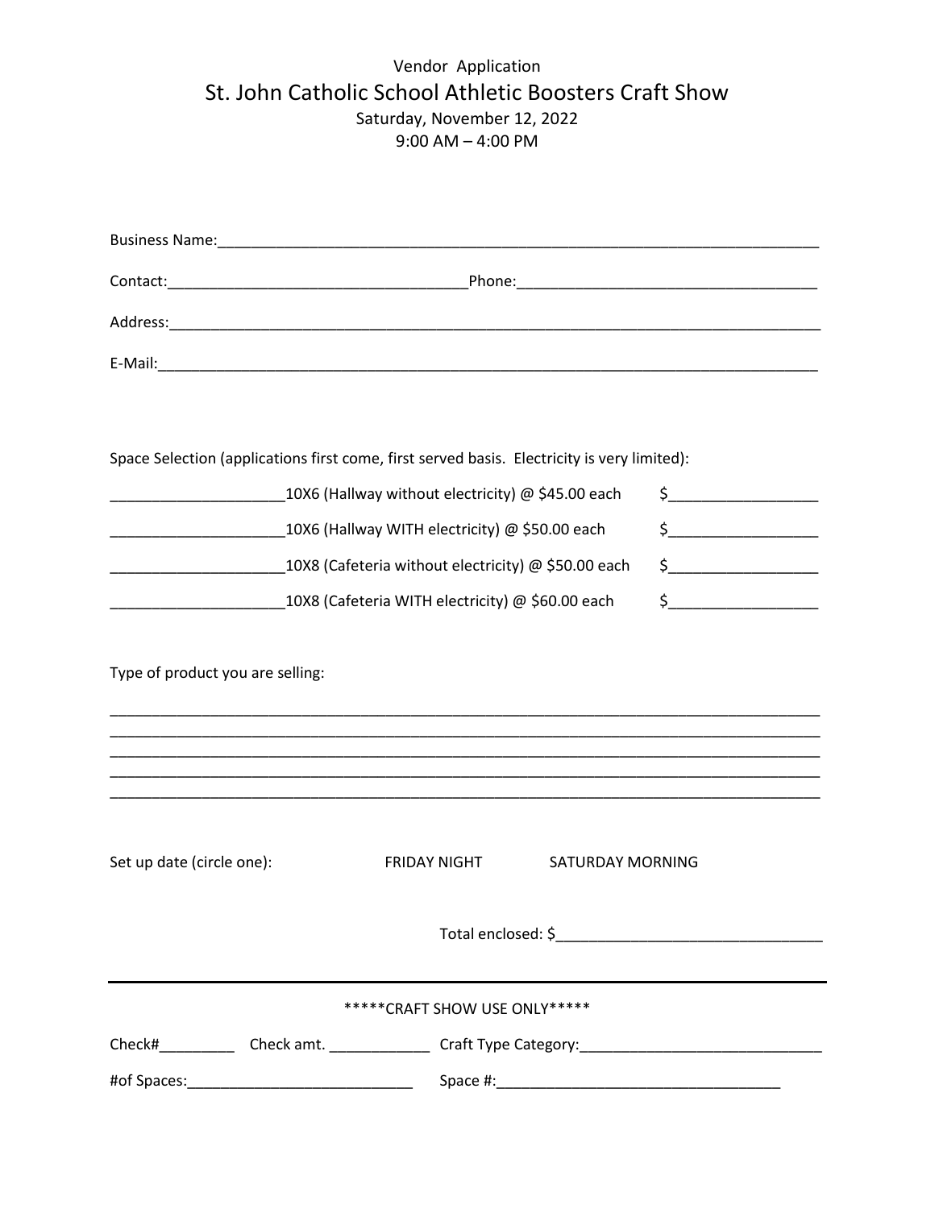Vendor Application

# St. John Catholic School Athletic Boosters Craft Show

Saturday, November 12, 2022

9:00 AM – 4:00 PM

Business Name:_______________________________________________________________________

Contact:___________________________________Phone:___________________________________

Address:_____________________________________________________________________________

E-Mail:______________________________________________________________________________

Space Selection (applications first come, first served basis. Electricity is very limited):

____________________10X6 (Hallway without electricity) @ $45.00 each $_________________

____________________10X6 (Hallway WITH electricity) @ $50.00 each $_________________

____________________10X8 (Cafeteria without electricity) @ $50.00 each $_________________

____________________10X8 (Cafeteria WITH electricity) @ $60.00 each $_________________

Type of product you are selling:

_____________________________________________________________________________________
_____________________________________________________________________________________
_____________________________________________________________________________________
_____________________________________________________________________________________
_____________________________________________________________________________________

Set up date (circle one): FRIDAY NIGHT SATURDAY MORNING

Total enclosed: $_____________________________

---

*****CRAFT SHOW USE ONLY*****

Check#_________ Check amt. ____________ Craft Type Category:____________________________

#of Spaces:___________________________ Space #:_________________________________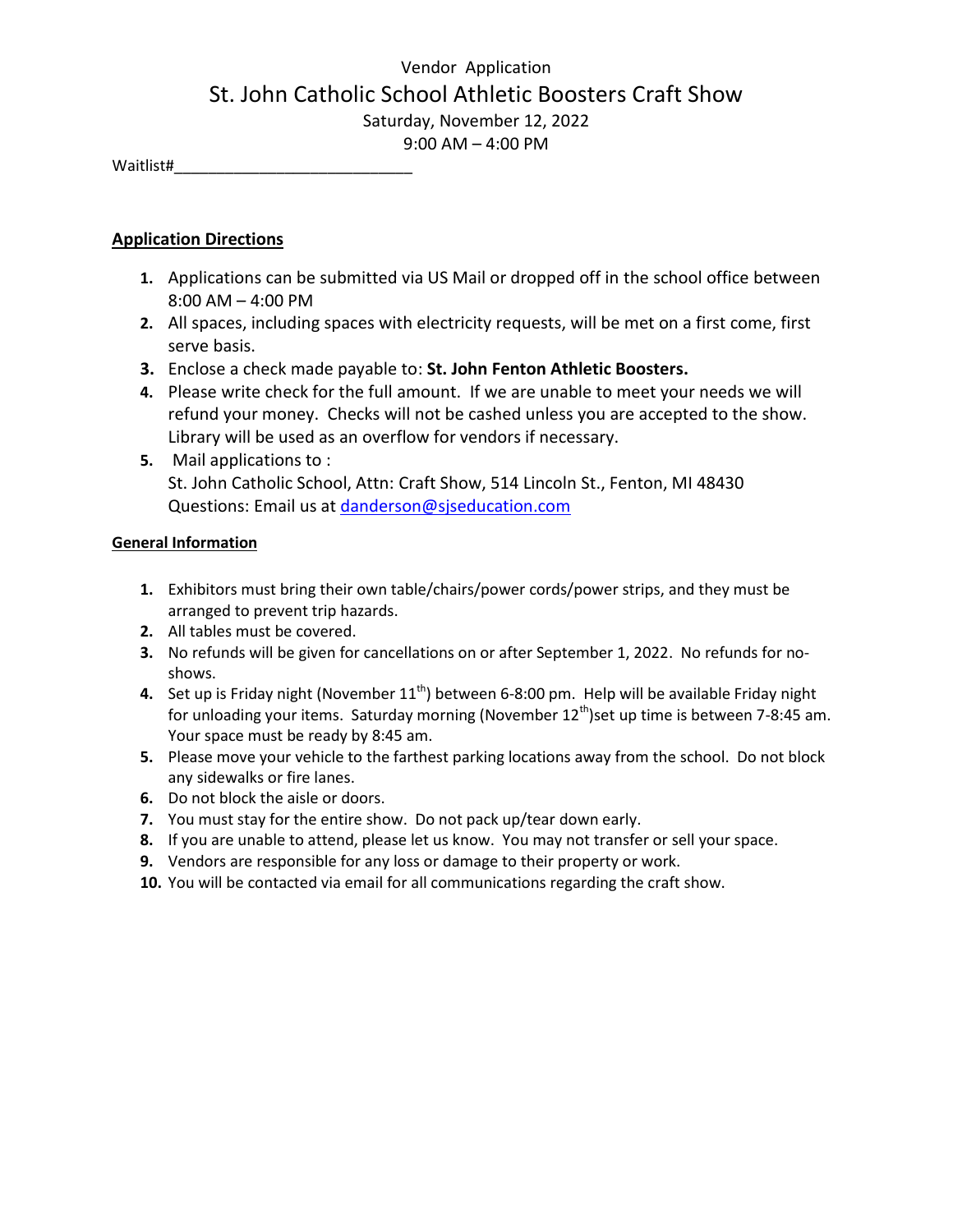Vendor Application

# St. John Catholic School Athletic Boosters Craft Show

Saturday, November 12, 2022

9:00 AM – 4:00 PM

Waitlist#____________________________

## Application Directions

1. Applications can be submitted via US Mail or dropped off in the school office between 8:00 AM – 4:00 PM
2. All spaces, including spaces with electricity requests, will be met on a first come, first serve basis.
3. Enclose a check made payable to: **St. John Fenton Athletic Boosters.**
4. Please write check for the full amount. If we are unable to meet your needs we will refund your money. Checks will not be cashed unless you are accepted to the show. Library will be used as an overflow for vendors if necessary.
5. Mail applications to :
   St. John Catholic School, Attn: Craft Show, 514 Lincoln St., Fenton, MI 48430
   Questions: Email us at danderson@sjseducation.com

## General Information

1. Exhibitors must bring their own table/chairs/power cords/power strips, and they must be arranged to prevent trip hazards.
2. All tables must be covered.
3. No refunds will be given for cancellations on or after September 1, 2022. No refunds for no-shows.
4. Set up is Friday night (November 11th) between 6-8:00 pm. Help will be available Friday night for unloading your items. Saturday morning (November 12th)set up time is between 7-8:45 am. Your space must be ready by 8:45 am.
5. Please move your vehicle to the farthest parking locations away from the school. Do not block any sidewalks or fire lanes.
6. Do not block the aisle or doors.
7. You must stay for the entire show. Do not pack up/tear down early.
8. If you are unable to attend, please let us know. You may not transfer or sell your space.
9. Vendors are responsible for any loss or damage to their property or work.
10. You will be contacted via email for all communications regarding the craft show.